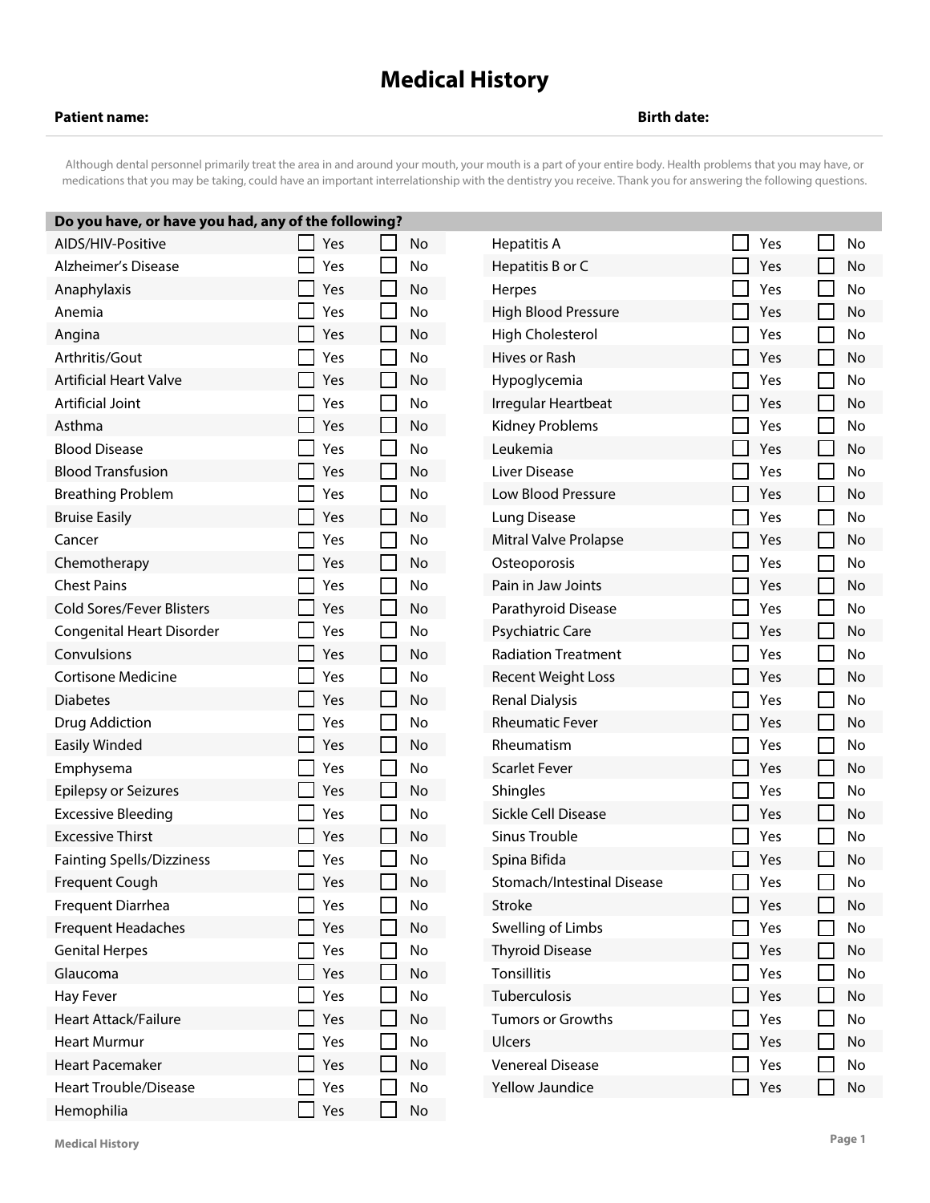# Medical History

**Patient name:** **Birth date:**

Although dental personnel primarily treat the area in and around your mouth, your mouth is a part of your entire body. Health problems that you may have, or medications that you may be taking, could have an important interrelationship with the dentistry you receive. Thank you for answering the following questions.

| Do you have, or have you had, any of the following? | | | | | |
|---|---|---|---|---|---|
| AIDS/HIV-Positive | ☐ Yes | ☐ No | Hepatitis A | ☐ Yes | ☐ No |
| Alzheimer's Disease | ☐ Yes | ☐ No | Hepatitis B or C | ☐ Yes | ☐ No |
| Anaphylaxis | ☐ Yes | ☐ No | Herpes | ☐ Yes | ☐ No |
| Anemia | ☐ Yes | ☐ No | High Blood Pressure | ☐ Yes | ☐ No |
| Angina | ☐ Yes | ☐ No | High Cholesterol | ☐ Yes | ☐ No |
| Arthritis/Gout | ☐ Yes | ☐ No | Hives or Rash | ☐ Yes | ☐ No |
| Artificial Heart Valve | ☐ Yes | ☐ No | Hypoglycemia | ☐ Yes | ☐ No |
| Artificial Joint | ☐ Yes | ☐ No | Irregular Heartbeat | ☐ Yes | ☐ No |
| Asthma | ☐ Yes | ☐ No | Kidney Problems | ☐ Yes | ☐ No |
| Blood Disease | ☐ Yes | ☐ No | Leukemia | ☐ Yes | ☐ No |
| Blood Transfusion | ☐ Yes | ☐ No | Liver Disease | ☐ Yes | ☐ No |
| Breathing Problem | ☐ Yes | ☐ No | Low Blood Pressure | ☐ Yes | ☐ No |
| Bruise Easily | ☐ Yes | ☐ No | Lung Disease | ☐ Yes | ☐ No |
| Cancer | ☐ Yes | ☐ No | Mitral Valve Prolapse | ☐ Yes | ☐ No |
| Chemotherapy | ☐ Yes | ☐ No | Osteoporosis | ☐ Yes | ☐ No |
| Chest Pains | ☐ Yes | ☐ No | Pain in Jaw Joints | ☐ Yes | ☐ No |
| Cold Sores/Fever Blisters | ☐ Yes | ☐ No | Parathyroid Disease | ☐ Yes | ☐ No |
| Congenital Heart Disorder | ☐ Yes | ☐ No | Psychiatric Care | ☐ Yes | ☐ No |
| Convulsions | ☐ Yes | ☐ No | Radiation Treatment | ☐ Yes | ☐ No |
| Cortisone Medicine | ☐ Yes | ☐ No | Recent Weight Loss | ☐ Yes | ☐ No |
| Diabetes | ☐ Yes | ☐ No | Renal Dialysis | ☐ Yes | ☐ No |
| Drug Addiction | ☐ Yes | ☐ No | Rheumatic Fever | ☐ Yes | ☐ No |
| Easily Winded | ☐ Yes | ☐ No | Rheumatism | ☐ Yes | ☐ No |
| Emphysema | ☐ Yes | ☐ No | Scarlet Fever | ☐ Yes | ☐ No |
| Epilepsy or Seizures | ☐ Yes | ☐ No | Shingles | ☐ Yes | ☐ No |
| Excessive Bleeding | ☐ Yes | ☐ No | Sickle Cell Disease | ☐ Yes | ☐ No |
| Excessive Thirst | ☐ Yes | ☐ No | Sinus Trouble | ☐ Yes | ☐ No |
| Fainting Spells/Dizziness | ☐ Yes | ☐ No | Spina Bifida | ☐ Yes | ☐ No |
| Frequent Cough | ☐ Yes | ☐ No | Stomach/Intestinal Disease | ☐ Yes | ☐ No |
| Frequent Diarrhea | ☐ Yes | ☐ No | Stroke | ☐ Yes | ☐ No |
| Frequent Headaches | ☐ Yes | ☐ No | Swelling of Limbs | ☐ Yes | ☐ No |
| Genital Herpes | ☐ Yes | ☐ No | Thyroid Disease | ☐ Yes | ☐ No |
| Glaucoma | ☐ Yes | ☐ No | Tonsillitis | ☐ Yes | ☐ No |
| Hay Fever | ☐ Yes | ☐ No | Tuberculosis | ☐ Yes | ☐ No |
| Heart Attack/Failure | ☐ Yes | ☐ No | Tumors or Growths | ☐ Yes | ☐ No |
| Heart Murmur | ☐ Yes | ☐ No | Ulcers | ☐ Yes | ☐ No |
| Heart Pacemaker | ☐ Yes | ☐ No | Venereal Disease | ☐ Yes | ☐ No |
| Heart Trouble/Disease | ☐ Yes | ☐ No | Yellow Jaundice | ☐ Yes | ☐ No |
| Hemophilia | ☐ Yes | ☐ No | | | |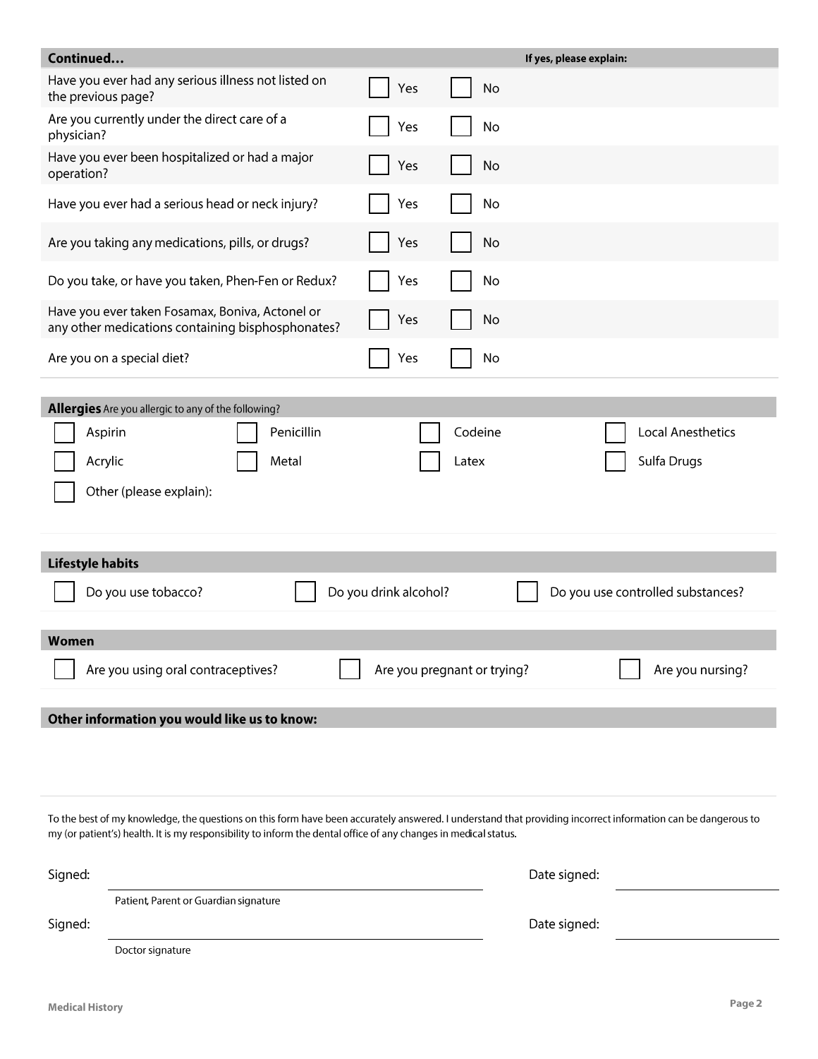## Continued…

| Question | | | If yes, please explain: |
|---|---|---|---|
| Have you ever had any serious illness not listed on the previous page? | ☐ Yes | ☐ No | |
| Are you currently under the direct care of a physician? | ☐ Yes | ☐ No | |
| Have you ever been hospitalized or had a major operation? | ☐ Yes | ☐ No | |
| Have you ever had a serious head or neck injury? | ☐ Yes | ☐ No | |
| Are you taking any medications, pills, or drugs? | ☐ Yes | ☐ No | |
| Do you take, or have you taken, Phen-Fen or Redux? | ☐ Yes | ☐ No | |
| Have you ever taken Fosamax, Boniva, Actonel or any other medications containing bisphosphonates? | ☐ Yes | ☐ No | |
| Are you on a special diet? | ☐ Yes | ☐ No | |

## Allergies

Are you allergic to any of the following?

- ☐ Aspirin
- ☐ Penicillin
- ☐ Codeine
- ☐ Local Anesthetics
- ☐ Acrylic
- ☐ Metal
- ☐ Latex
- ☐ Sulfa Drugs
- ☐ Other (please explain):

## Lifestyle habits

- ☐ Do you use tobacco?
- ☐ Do you drink alcohol?
- ☐ Do you use controlled substances?

## Women

- ☐ Are you using oral contraceptives?
- ☐ Are you pregnant or trying?
- ☐ Are you nursing?

## Other information you would like us to know:

To the best of my knowledge, the questions on this form have been accurately answered. I understand that providing incorrect information can be dangerous to my (or patient's) health. It is my responsibility to inform the dental office of any changes in medical status.

Signed: ______________________________ Date signed: ______________

Patient, Parent or Guardian signature

Signed: ______________________________ Date signed: ______________

Doctor signature